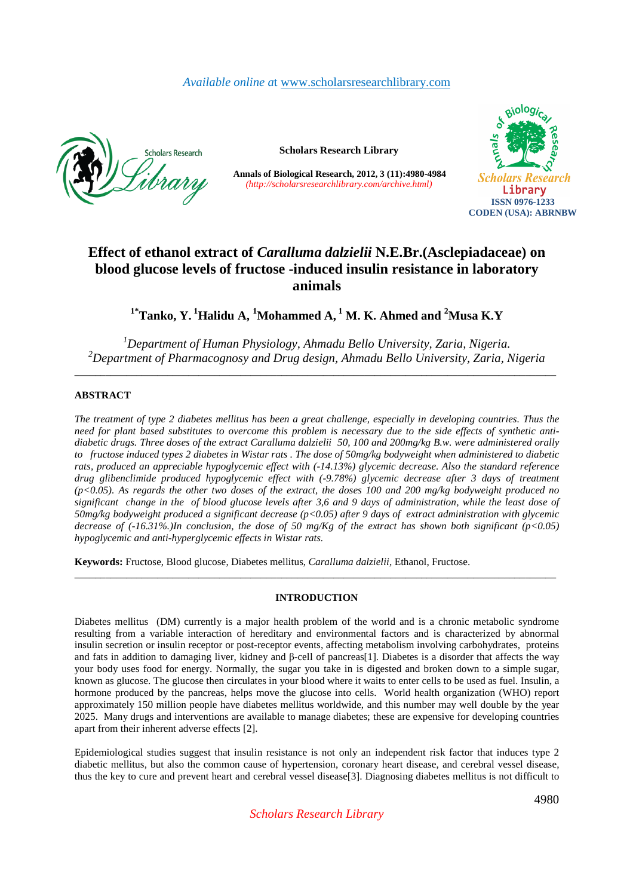Available online at www.scholarsresearchlibrary.com

Scholars Research Library

# Effect of ethanol extract of *Caralluma dalzielii* N.E.Br.(Asclepiadaceae) on blood glucose levels of fructose -induced insulin resistance in laboratory animals

**[1*]Tanko, Y. [1]Halidu A, [1]Mohammed A, [1] M. K. Ahmed and [2]Musa K.Y**

*[1]Department of Human Physiology, Ahmadu Bello University, Zaria, Nigeria.*
*[2]Department of Pharmacognosy and Drug design, Ahmadu Bello University, Zaria, Nigeria*

---

## ABSTRACT

*The treatment of type 2 diabetes mellitus has been a great challenge, especially in developing countries. Thus the need for plant based substitutes to overcome this problem is necessary due to the side effects of synthetic anti-diabetic drugs. Three doses of the extract Caralluma dalzielii 50, 100 and 200mg/kg B.w. were administered orally to fructose induced types 2 diabetes in Wistar rats . The dose of 50mg/kg bodyweight when administered to diabetic rats, produced an appreciable hypoglycemic effect with (-14.13%) glycemic decrease. Also the standard reference drug glibenclimide produced hypoglycemic effect with (-9.78%) glycemic decrease after 3 days of treatment ($p<0.05$). As regards the other two doses of the extract, the doses 100 and 200 mg/kg bodyweight produced no significant change in the of blood glucose levels after 3,6 and 9 days of administration, while the least dose of 50mg/kg bodyweight produced a significant decrease ($p<0.05$) after 9 days of extract administration with glycemic decrease of (-16.31%.)In conclusion, the dose of 50 mg/Kg of the extract has shown both significant ($p<0.05$) hypoglycemic and anti-hyperglycemic effects in Wistar rats.*

**Keywords:** Fructose, Blood glucose, Diabetes mellitus, *Caralluma dalzielii*, Ethanol, Fructose.

---

## INTRODUCTION

Diabetes mellitus (DM) currently is a major health problem of the world and is a chronic metabolic syndrome resulting from a variable interaction of hereditary and environmental factors and is characterized by abnormal insulin secretion or insulin receptor or post-receptor events, affecting metabolism involving carbohydrates, proteins and fats in addition to damaging liver, kidney and β-cell of pancreas[1]. Diabetes is a disorder that affects the way your body uses food for energy. Normally, the sugar you take in is digested and broken down to a simple sugar, known as glucose. The glucose then circulates in your blood where it waits to enter cells to be used as fuel. Insulin, a hormone produced by the pancreas, helps move the glucose into cells. World health organization (WHO) report approximately 150 million people have diabetes mellitus worldwide, and this number may well double by the year 2025. Many drugs and interventions are available to manage diabetes; these are expensive for developing countries apart from their inherent adverse effects [2].

Epidemiological studies suggest that insulin resistance is not only an independent risk factor that induces type 2 diabetic mellitus, but also the common cause of hypertension, coronary heart disease, and cerebral vessel disease, thus the key to cure and prevent heart and cerebral vessel disease[3]. Diagnosing diabetes mellitus is not difficult to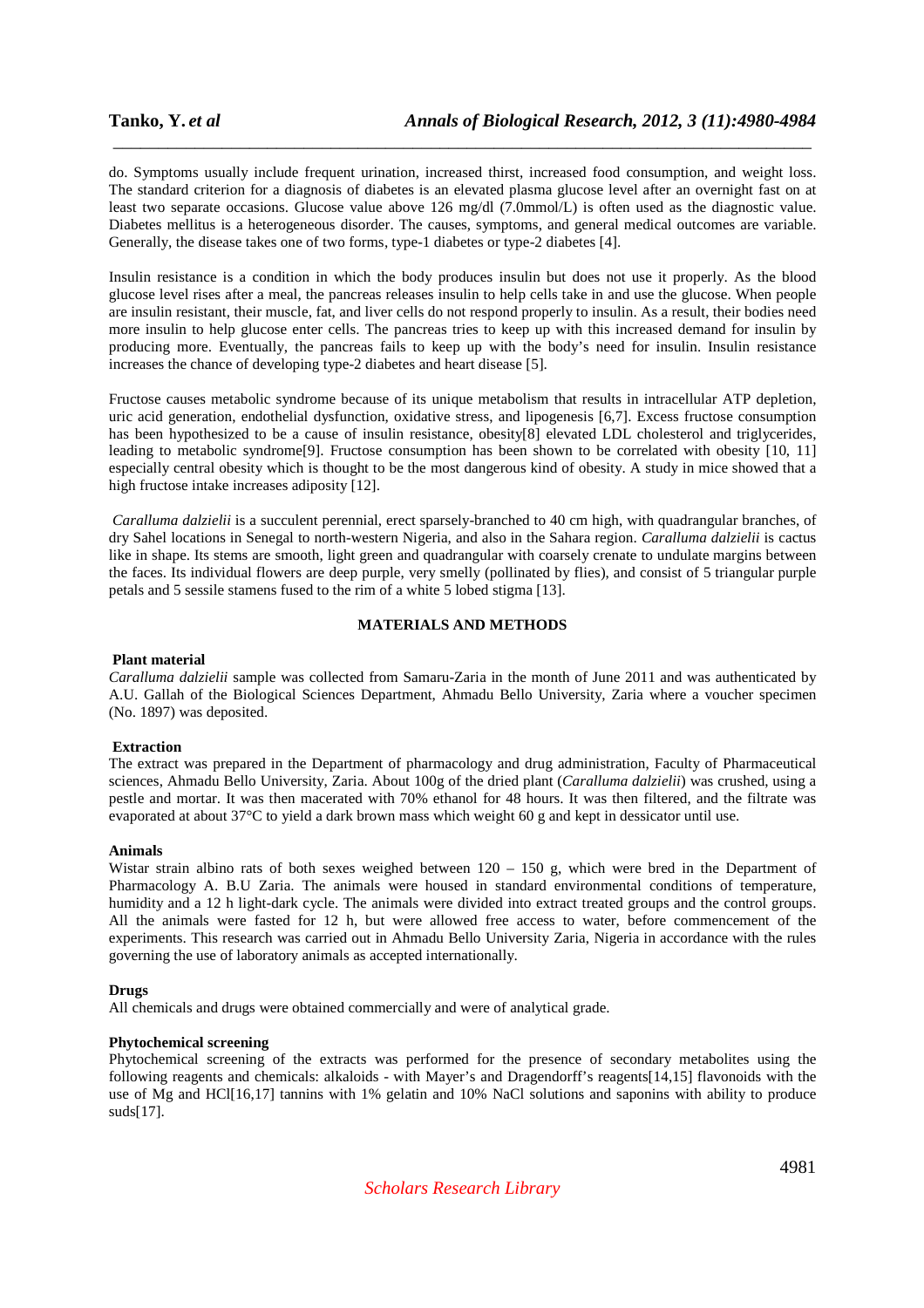do. Symptoms usually include frequent urination, increased thirst, increased food consumption, and weight loss. The standard criterion for a diagnosis of diabetes is an elevated plasma glucose level after an overnight fast on at least two separate occasions. Glucose value above 126 mg/dl (7.0mmol/L) is often used as the diagnostic value. Diabetes mellitus is a heterogeneous disorder. The causes, symptoms, and general medical outcomes are variable. Generally, the disease takes one of two forms, type-1 diabetes or type-2 diabetes [4].

Insulin resistance is a condition in which the body produces insulin but does not use it properly. As the blood glucose level rises after a meal, the pancreas releases insulin to help cells take in and use the glucose. When people are insulin resistant, their muscle, fat, and liver cells do not respond properly to insulin. As a result, their bodies need more insulin to help glucose enter cells. The pancreas tries to keep up with this increased demand for insulin by producing more. Eventually, the pancreas fails to keep up with the body's need for insulin. Insulin resistance increases the chance of developing type-2 diabetes and heart disease [5].

Fructose causes metabolic syndrome because of its unique metabolism that results in intracellular ATP depletion, uric acid generation, endothelial dysfunction, oxidative stress, and lipogenesis [6,7]. Excess fructose consumption has been hypothesized to be a cause of insulin resistance, obesity[8] elevated LDL cholesterol and triglycerides, leading to metabolic syndrome[9]. Fructose consumption has been shown to be correlated with obesity [10, 11] especially central obesity which is thought to be the most dangerous kind of obesity. A study in mice showed that a high fructose intake increases adiposity [12].

*Caralluma dalzielii* is a succulent perennial, erect sparsely-branched to 40 cm high, with quadrangular branches, of dry Sahel locations in Senegal to north-western Nigeria, and also in the Sahara region. *Caralluma dalzielii* is cactus like in shape. Its stems are smooth, light green and quadrangular with coarsely crenate to undulate margins between the faces. Its individual flowers are deep purple, very smelly (pollinated by flies), and consist of 5 triangular purple petals and 5 sessile stamens fused to the rim of a white 5 lobed stigma [13].

## MATERIALS AND METHODS

### Plant material

*Caralluma dalzielii* sample was collected from Samaru-Zaria in the month of June 2011 and was authenticated by A.U. Gallah of the Biological Sciences Department, Ahmadu Bello University, Zaria where a voucher specimen (No. 1897) was deposited.

### Extraction

The extract was prepared in the Department of pharmacology and drug administration, Faculty of Pharmaceutical sciences, Ahmadu Bello University, Zaria. About 100g of the dried plant (*Caralluma dalzielii*) was crushed, using a pestle and mortar. It was then macerated with 70% ethanol for 48 hours. It was then filtered, and the filtrate was evaporated at about 37°C to yield a dark brown mass which weight 60 g and kept in dessicator until use.

### Animals

Wistar strain albino rats of both sexes weighed between 120 – 150 g, which were bred in the Department of Pharmacology A. B.U Zaria. The animals were housed in standard environmental conditions of temperature, humidity and a 12 h light-dark cycle. The animals were divided into extract treated groups and the control groups. All the animals were fasted for 12 h, but were allowed free access to water, before commencement of the experiments. This research was carried out in Ahmadu Bello University Zaria, Nigeria in accordance with the rules governing the use of laboratory animals as accepted internationally.

### Drugs

All chemicals and drugs were obtained commercially and were of analytical grade.

### Phytochemical screening

Phytochemical screening of the extracts was performed for the presence of secondary metabolites using the following reagents and chemicals: alkaloids - with Mayer's and Dragendorff's reagents[14,15] flavonoids with the use of Mg and HCl[16,17] tannins with 1% gelatin and 10% NaCl solutions and saponins with ability to produce suds[17].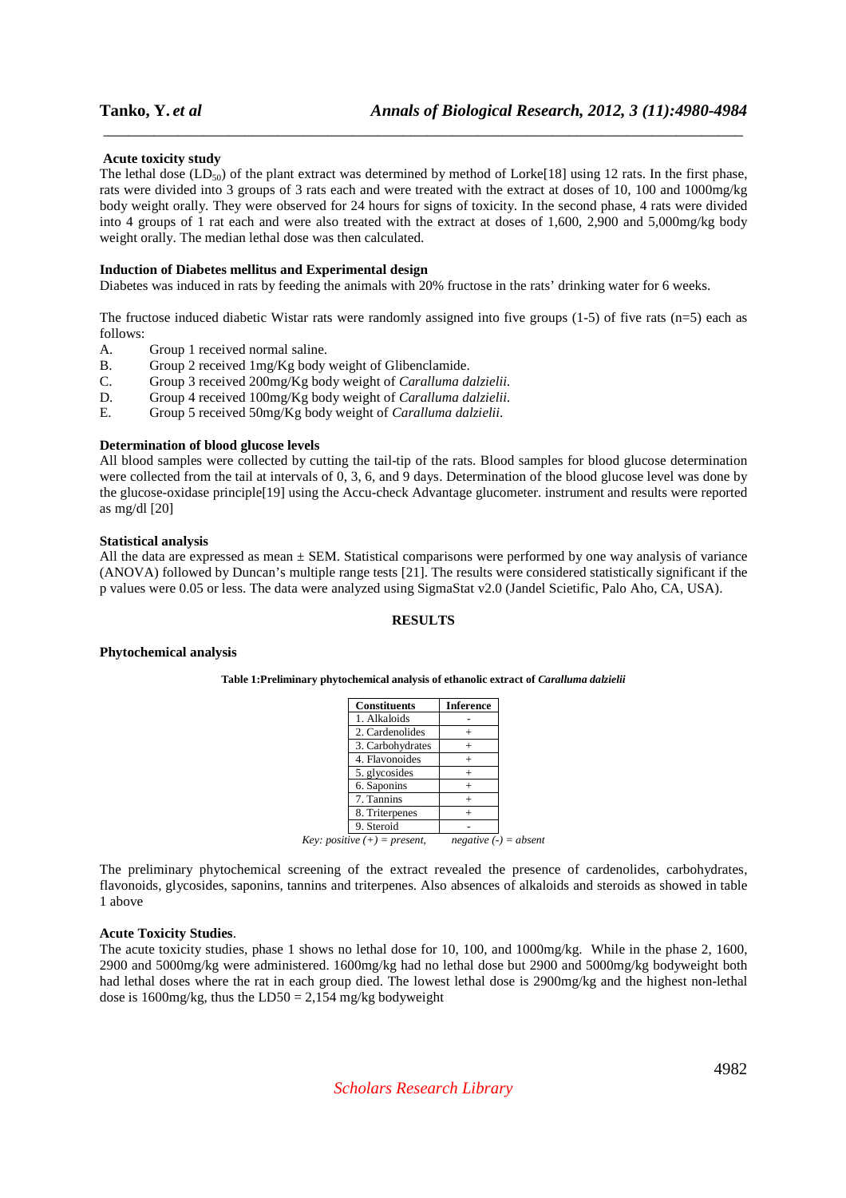### Acute toxicity study

The lethal dose ($LD_{50}$) of the plant extract was determined by method of Lorke[18] using 12 rats. In the first phase, rats were divided into 3 groups of 3 rats each and were treated with the extract at doses of 10, 100 and 1000mg/kg body weight orally. They were observed for 24 hours for signs of toxicity. In the second phase, 4 rats were divided into 4 groups of 1 rat each and were also treated with the extract at doses of 1,600, 2,900 and 5,000mg/kg body weight orally. The median lethal dose was then calculated.

### Induction of Diabetes mellitus and Experimental design

Diabetes was induced in rats by feeding the animals with 20% fructose in the rats' drinking water for 6 weeks.

The fructose induced diabetic Wistar rats were randomly assigned into five groups (1-5) of five rats (n=5) each as follows:

A. Group 1 received normal saline.
B. Group 2 received 1mg/Kg body weight of Glibenclamide.
C. Group 3 received 200mg/Kg body weight of *Caralluma dalzielii.*
D. Group 4 received 100mg/Kg body weight of *Caralluma dalzielii.*
E. Group 5 received 50mg/Kg body weight of *Caralluma dalzielii*.

### Determination of blood glucose levels

All blood samples were collected by cutting the tail-tip of the rats. Blood samples for blood glucose determination were collected from the tail at intervals of 0, 3, 6, and 9 days. Determination of the blood glucose level was done by the glucose-oxidase principle[19] using the Accu-check Advantage glucometer. instrument and results were reported as mg/dl [20]

### Statistical analysis

All the data are expressed as mean ± SEM. Statistical comparisons were performed by one way analysis of variance (ANOVA) followed by Duncan's multiple range tests [21]. The results were considered statistically significant if the p values were 0.05 or less. The data were analyzed using SigmaStat v2.0 (Jandel Scietific, Palo Aho, CA, USA).

## RESULTS

### Phytochemical analysis

**Table 1:Preliminary phytochemical analysis of ethanolic extract of *Caralluma dalzielii***

| Constituents | Inference |
|---|---|
| 1. Alkaloids | - |
| 2. Cardenolides | + |
| 3. Carbohydrates | + |
| 4. Flavonoides | + |
| 5. glycosides | + |
| 6. Saponins | + |
| 7. Tannins | + |
| 8. Triterpenes | + |
| 9. Steroid | - |

*Key: positive (+) = present, negative (-) = absent*

The preliminary phytochemical screening of the extract revealed the presence of cardenolides, carbohydrates, flavonoids, glycosides, saponins, tannins and triterpenes. Also absences of alkaloids and steroids as showed in table 1 above

### Acute Toxicity Studies.

The acute toxicity studies, phase 1 shows no lethal dose for 10, 100, and 1000mg/kg. While in the phase 2, 1600, 2900 and 5000mg/kg were administered. 1600mg/kg had no lethal dose but 2900 and 5000mg/kg bodyweight both had lethal doses where the rat in each group died. The lowest lethal dose is 2900mg/kg and the highest non-lethal dose is 1600mg/kg, thus the LD50 = 2,154 mg/kg bodyweight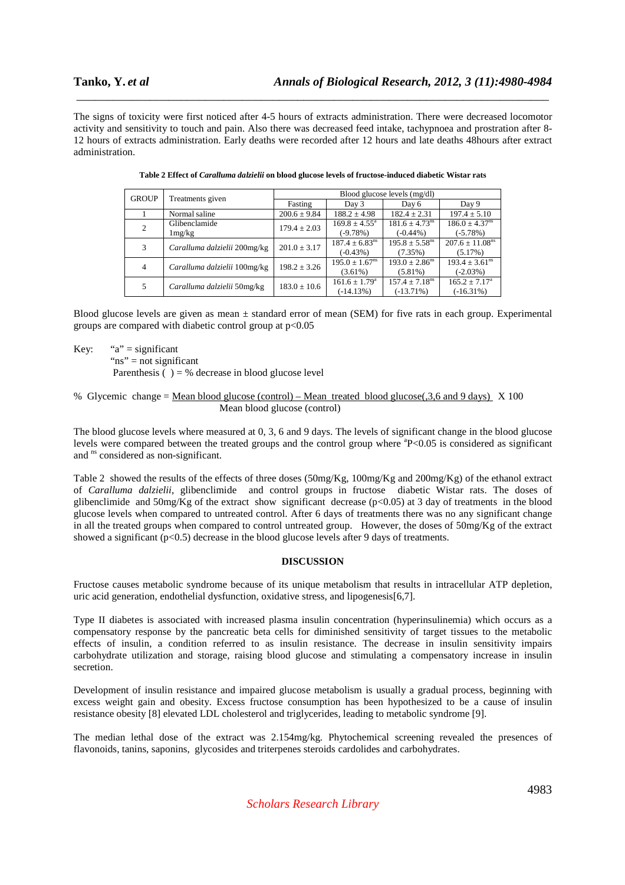The signs of toxicity were first noticed after 4-5 hours of extracts administration. There were decreased locomotor activity and sensitivity to touch and pain. Also there was decreased feed intake, tachypnoea and prostration after 8-12 hours of extracts administration. Early deaths were recorded after 12 hours and late deaths 48hours after extract administration.

**Table 2 Effect of *Caralluma dalzielii* on blood glucose levels of fructose-induced diabetic Wistar rats**

| GROUP | Treatments given | Blood glucose levels (mg/dl) | | | |
|---|---|---|---|---|---|
| | | Fasting | Day 3 | Day 6 | Day 9 |
| 1 | Normal saline | 200.6 ± 9.84 | 188.2 ± 4.98 | 182.4 ± 2.31 | 197.4 ± 5.10 |
| 2 | Glibenclamide 1mg/kg | 179.4 ± 2.03 | 169.8 ± 4.55[a] (-9.78%) | 181.6 ± 4.73[ns] (-0.44%) | 186.0 ± 4.37[ns] (-5.78%) |
| 3 | *Caralluma dalzielii* 200mg/kg | 201.0 ± 3.17 | 187.4 ± 6.83[ns] (-0.43%) | 195.8 ± 5.58[ns] (7.35%) | 207.6 ± 11.08[ns] (5.17%) |
| 4 | *Caralluma dalzielii* 100mg/kg | 198.2 ± 3.26 | 195.0 ± 1.67[ns] (3.61%) | 193.0 ± 2.86[ns] (5.81%) | 193.4 ± 3.61[ns] (-2.03%) |
| 5 | *Caralluma dalzielii* 50mg/kg | 183.0 ± 10.6 | 161.6 ± 1.79[a] (-14.13%) | 157.4 ± 7.18[ns] (-13.71%) | 165.2 ± 7.17[a] (-16.31%) |

Blood glucose levels are given as mean ± standard error of mean (SEM) for five rats in each group. Experimental groups are compared with diabetic control group at $p<0.05$

Key: "a" = significant
"ns" = not significant
Parenthesis ( ) = % decrease in blood glucose level

$$\% \text{ Glycemic change} = \frac{\text{Mean blood glucose (control)} - \text{Mean treated blood glucose(,3,6 and 9 days)}}{\text{Mean blood glucose (control)}} \times 100$$

The blood glucose levels where measured at 0, 3, 6 and 9 days. The levels of significant change in the blood glucose levels were compared between the treated groups and the control group where $^{a}P<0.05$ is considered as significant and $^{ns}$ considered as non-significant.

Table 2 showed the results of the effects of three doses (50mg/Kg, 100mg/Kg and 200mg/Kg) of the ethanol extract of *Carallluma dalzielii*, glibenclimide and control groups in fructose diabetic Wistar rats. The doses of glibenclimide and 50mg/Kg of the extract show significant decrease ($p<0.05$) at 3 day of treatments in the blood glucose levels when compared to untreated control. After 6 days of treatments there was no any significant change in all the treated groups when compared to control untreated group. However, the doses of 50mg/Kg of the extract showed a significant ($p<0.5$) decrease in the blood glucose levels after 9 days of treatments.

## DISCUSSION

Fructose causes metabolic syndrome because of its unique metabolism that results in intracellular ATP depletion, uric acid generation, endothelial dysfunction, oxidative stress, and lipogenesis[6,7].

Type II diabetes is associated with increased plasma insulin concentration (hyperinsulinemia) which occurs as a compensatory response by the pancreatic beta cells for diminished sensitivity of target tissues to the metabolic effects of insulin, a condition referred to as insulin resistance. The decrease in insulin sensitivity impairs carbohydrate utilization and storage, raising blood glucose and stimulating a compensatory increase in insulin secretion.

Development of insulin resistance and impaired glucose metabolism is usually a gradual process, beginning with excess weight gain and obesity. Excess fructose consumption has been hypothesized to be a cause of insulin resistance obesity [8] elevated LDL cholesterol and triglycerides, leading to metabolic syndrome [9].

The median lethal dose of the extract was 2.154mg/kg. Phytochemical screening revealed the presences of flavonoids, tanins, saponins, glycosides and triterpenes steroids cardolides and carbohydrates.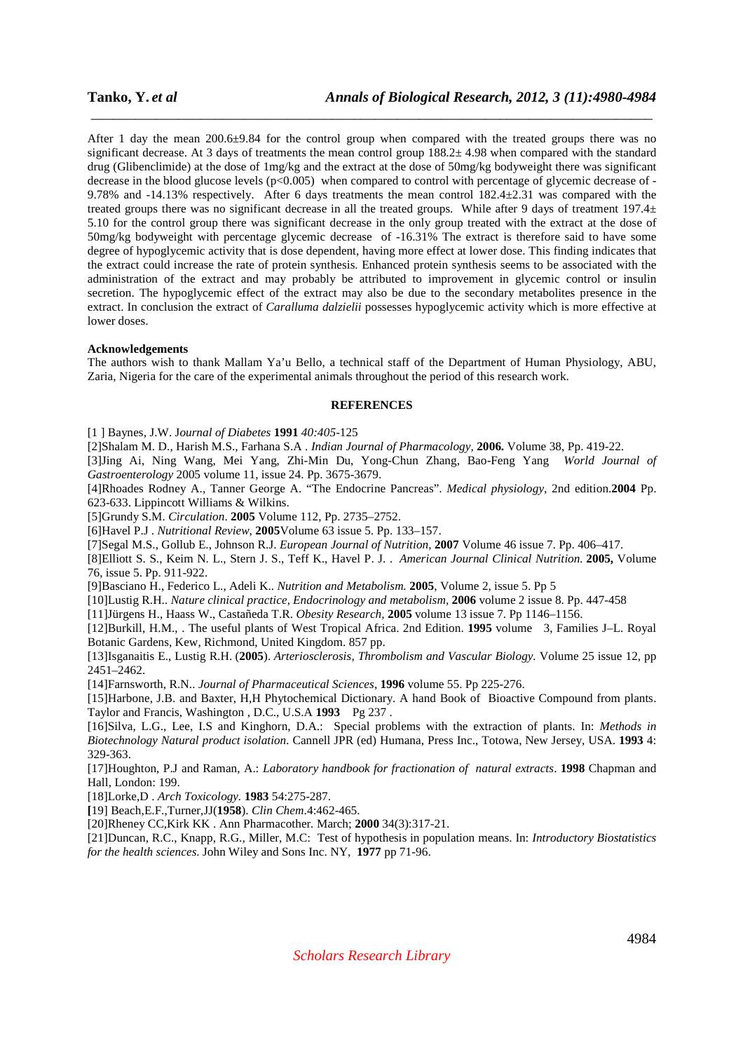After 1 day the mean 200.6±9.84 for the control group when compared with the treated groups there was no significant decrease. At 3 days of treatments the mean control group 188.2± 4.98 when compared with the standard drug (Glibenclimide) at the dose of 1mg/kg and the extract at the dose of 50mg/kg bodyweight there was significant decrease in the blood glucose levels ($p<0.005$) when compared to control with percentage of glycemic decrease of -9.78% and -14.13% respectively. After 6 days treatments the mean control 182.4±2.31 was compared with the treated groups there was no significant decrease in all the treated groups. While after 9 days of treatment 197.4± 5.10 for the control group there was significant decrease in the only group treated with the extract at the dose of 50mg/kg bodyweight with percentage glycemic decrease of -16.31% The extract is therefore said to have some degree of hypoglycemic activity that is dose dependent, having more effect at lower dose. This finding indicates that the extract could increase the rate of protein synthesis. Enhanced protein synthesis seems to be associated with the administration of the extract and may probably be attributed to improvement in glycemic control or insulin secretion. The hypoglycemic effect of the extract may also be due to the secondary metabolites presence in the extract. In conclusion the extract of *Caralluma dalzielii* possesses hypoglycemic activity which is more effective at lower doses.

**Acknowledgements**

The authors wish to thank Mallam Ya'u Bello, a technical staff of the Department of Human Physiology, ABU, Zaria, Nigeria for the care of the experimental animals throughout the period of this research work.

## REFERENCES

[1 ] Baynes, J.W. J*ournal of Diabetes* **1991** *40:405*-125

[2]Shalam M. D., Harish M.S., Farhana S.A . *Indian Journal of Pharmacology*, **2006.** Volume 38, Pp. 419-22.

[3]Jing Ai, Ning Wang, Mei Yang, Zhi-Min Du, Yong-Chun Zhang, Bao-Feng Yang *World Journal of Gastroenterology* 2005 volume 11, issue 24. Pp. 3675-3679.

[4]Rhoades Rodney A., Tanner George A. "The Endocrine Pancreas". *Medical physiology*, 2nd edition.**2004** Pp. 623-633. Lippincott Williams & Wilkins.

[5]Grundy S.M. *Circulation*. **2005** Volume 112, Pp. 2735–2752.

[6]Havel P.J . *Nutritional Review*, **2005**Volume 63 issue 5. Pp. 133–157.

[7]Segal M.S., Gollub E., Johnson R.J. *European Journal of Nutrition*, **2007** Volume 46 issue 7. Pp. 406–417.

[8]Elliott S. S., Keim N. L., Stern J. S., Teff K., Havel P. J. . *American Journal Clinical Nutrition.* **2005,** Volume 76, issue 5. Pp. 911-922.

[9]Basciano H., Federico L., Adeli K.. *Nutrition and Metabolism.* **2005**, Volume 2, issue 5. Pp 5

[10]Lustig R.H.. *Nature clinical practice, Endocrinology and metabolism*, **2006** volume 2 issue 8. Pp. 447-458

[11]Jürgens H., Haass W., Castañeda T.R. *Obesity Research*, **2005** volume 13 issue 7. Pp 1146–1156.

[12]Burkill, H.M., . The useful plants of West Tropical Africa. 2nd Edition. **1995** volume 3, Families J–L. Royal Botanic Gardens, Kew, Richmond, United Kingdom. 857 pp.

[13]Isganaitis E., Lustig R.H. (**2005**). *Arteriosclerosis, Thrombolism and Vascular Biology.* Volume 25 issue 12, pp 2451–2462.

[14]Farnsworth, R.N.. *Journal of Pharmaceutical Sciences*, **1996** volume 55. Pp 225-276.

[15]Harbone, J.B. and Baxter, H,H Phytochemical Dictionary. A hand Book of Bioactive Compound from plants. Taylor and Francis, Washington , D.C., U.S.A **1993** Pg 237 .

[16]Silva, L.G., Lee, I.S and Kinghorn, D.A.: Special problems with the extraction of plants. In: *Methods in Biotechnology Natural product isolation.* Cannell JPR (ed) Humana, Press Inc., Totowa, New Jersey, USA. **1993** 4: 329-363.

[17]Houghton, P.J and Raman, A.: *Laboratory handbook for fractionation of natural extracts*. **1998** Chapman and Hall, London: 199.

[18]Lorke,D . *Arch Toxicology.* **1983** 54:275-287.

**[**19] Beach,E.F.,Turner,JJ(**1958**). *Clin Chem*.4:462-465.

[20]Rheney CC,Kirk KK . Ann Pharmacother. March; **2000** 34(3):317-21.

[21]Duncan, R.C., Knapp, R.G., Miller, M.C: Test of hypothesis in population means. In: *Introductory Biostatistics for the health sciences.* John Wiley and Sons Inc. NY, **1977** pp 71-96.